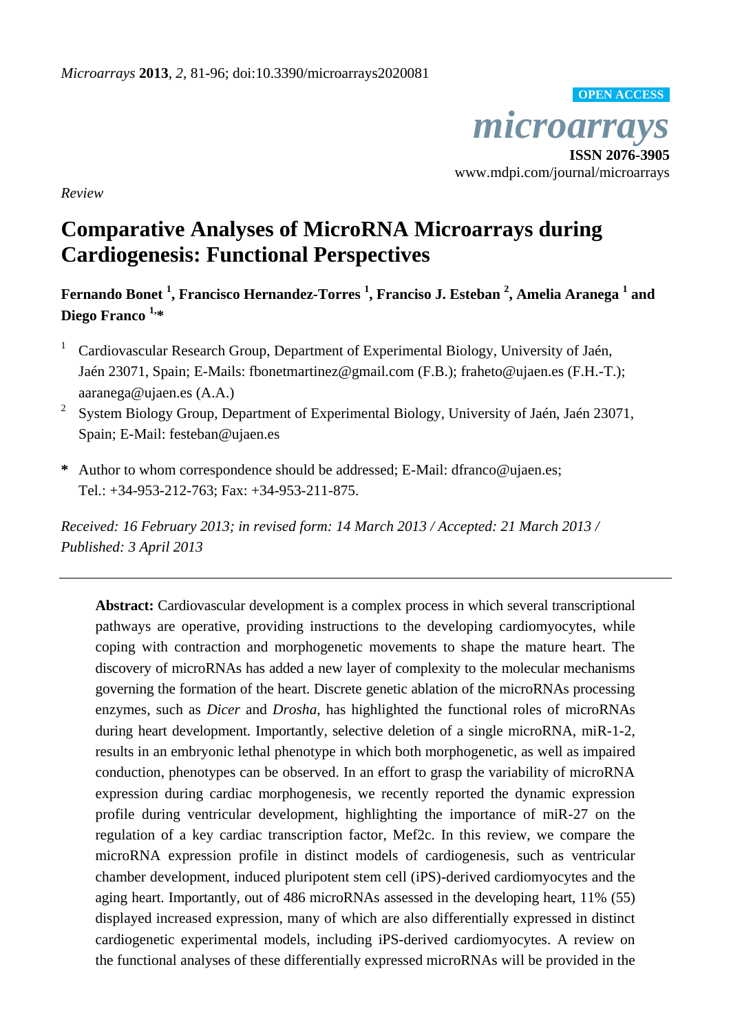*Review*

# Comparative Analyses of MicroRNA Microarrays during Cardiogenesis: Functional Perspectives

**Fernando Bonet [1], Francisco Hernandez-Torres [1], Francisco J. Esteban [2], Amelia Aranega [1] and Diego Franco [1,*]**

[1] Cardiovascular Research Group, Department of Experimental Biology, University of Jaén, Jaén 23071, Spain; E-Mails: fbonetmartinez@gmail.com (F.B.); fraheto@ujaen.es (F.H.-T.); aaranega@ujaen.es (A.A.)

[2] System Biology Group, Department of Experimental Biology, University of Jaén, Jaén 23071, Spain; E-Mail: festeban@ujaen.es

\* Author to whom correspondence should be addressed; E-Mail: dfranco@ujaen.es; Tel.: +34-953-212-763; Fax: +34-953-211-875.

*Received: 16 February 2013; in revised form: 14 March 2013 / Accepted: 21 March 2013 / Published: 3 April 2013*

---

**Abstract:** Cardiovascular development is a complex process in which several transcriptional pathways are operative, providing instructions to the developing cardiomyocytes, while coping with contraction and morphogenetic movements to shape the mature heart. The discovery of microRNAs has added a new layer of complexity to the molecular mechanisms governing the formation of the heart. Discrete genetic ablation of the microRNAs processing enzymes, such as *Dicer* and *Drosha*, has highlighted the functional roles of microRNAs during heart development. Importantly, selective deletion of a single microRNA, miR-1-2, results in an embryonic lethal phenotype in which both morphogenetic, as well as impaired conduction, phenotypes can be observed. In an effort to grasp the variability of microRNA expression during cardiac morphogenesis, we recently reported the dynamic expression profile during ventricular development, highlighting the importance of miR-27 on the regulation of a key cardiac transcription factor, Mef2c. In this review, we compare the microRNA expression profile in distinct models of cardiogenesis, such as ventricular chamber development, induced pluripotent stem cell (iPS)-derived cardiomyocytes and the aging heart. Importantly, out of 486 microRNAs assessed in the developing heart, 11% (55) displayed increased expression, many of which are also differentially expressed in distinct cardiogenetic experimental models, including iPS-derived cardiomyocytes. A review on the functional analyses of these differentially expressed microRNAs will be provided in the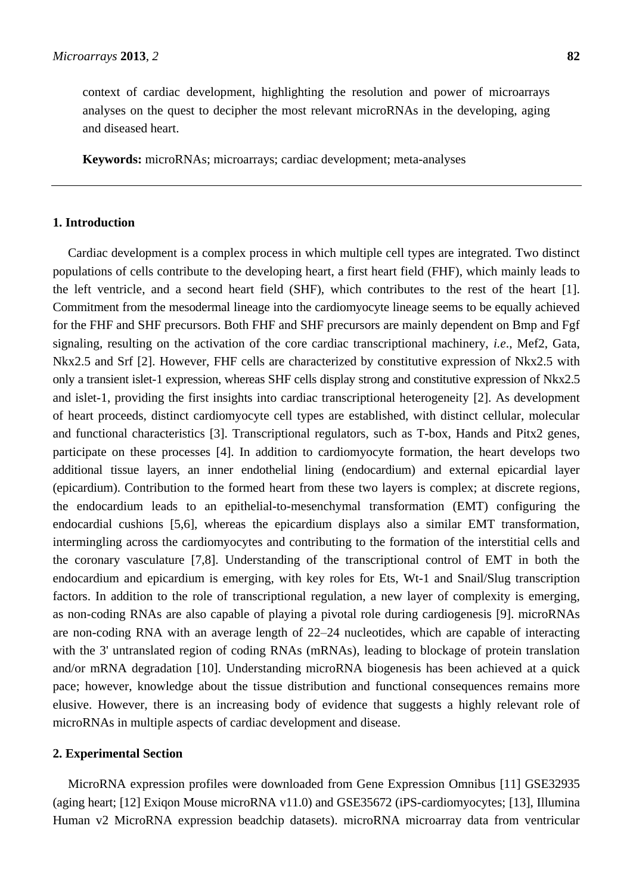context of cardiac development, highlighting the resolution and power of microarrays analyses on the quest to decipher the most relevant microRNAs in the developing, aging and diseased heart.

**Keywords:** microRNAs; microarrays; cardiac development; meta-analyses

## 1. Introduction

Cardiac development is a complex process in which multiple cell types are integrated. Two distinct populations of cells contribute to the developing heart, a first heart field (FHF), which mainly leads to the left ventricle, and a second heart field (SHF), which contributes to the rest of the heart [1]. Commitment from the mesodermal lineage into the cardiomyocyte lineage seems to be equally achieved for the FHF and SHF precursors. Both FHF and SHF precursors are mainly dependent on Bmp and Fgf signaling, resulting on the activation of the core cardiac transcriptional machinery, *i.e*., Mef2, Gata, Nkx2.5 and Srf [2]. However, FHF cells are characterized by constitutive expression of Nkx2.5 with only a transient islet-1 expression, whereas SHF cells display strong and constitutive expression of Nkx2.5 and islet-1, providing the first insights into cardiac transcriptional heterogeneity [2]. As development of heart proceeds, distinct cardiomyocyte cell types are established, with distinct cellular, molecular and functional characteristics [3]. Transcriptional regulators, such as T-box, Hands and Pitx2 genes, participate on these processes [4]. In addition to cardiomyocyte formation, the heart develops two additional tissue layers, an inner endothelial lining (endocardium) and external epicardial layer (epicardium). Contribution to the formed heart from these two layers is complex; at discrete regions, the endocardium leads to an epithelial-to-mesenchymal transformation (EMT) configuring the endocardial cushions [5,6], whereas the epicardium displays also a similar EMT transformation, intermingling across the cardiomyocytes and contributing to the formation of the interstitial cells and the coronary vasculature [7,8]. Understanding of the transcriptional control of EMT in both the endocardium and epicardium is emerging, with key roles for Ets, Wt-1 and Snail/Slug transcription factors. In addition to the role of transcriptional regulation, a new layer of complexity is emerging, as non-coding RNAs are also capable of playing a pivotal role during cardiogenesis [9]. microRNAs are non-coding RNA with an average length of 22–24 nucleotides, which are capable of interacting with the 3' untranslated region of coding RNAs (mRNAs), leading to blockage of protein translation and/or mRNA degradation [10]. Understanding microRNA biogenesis has been achieved at a quick pace; however, knowledge about the tissue distribution and functional consequences remains more elusive. However, there is an increasing body of evidence that suggests a highly relevant role of microRNAs in multiple aspects of cardiac development and disease.

## 2. Experimental Section

MicroRNA expression profiles were downloaded from Gene Expression Omnibus [11] GSE32935 (aging heart; [12] Exiqon Mouse microRNA v11.0) and GSE35672 (iPS-cardiomyocytes; [13], Illumina Human v2 MicroRNA expression beadchip datasets). microRNA microarray data from ventricular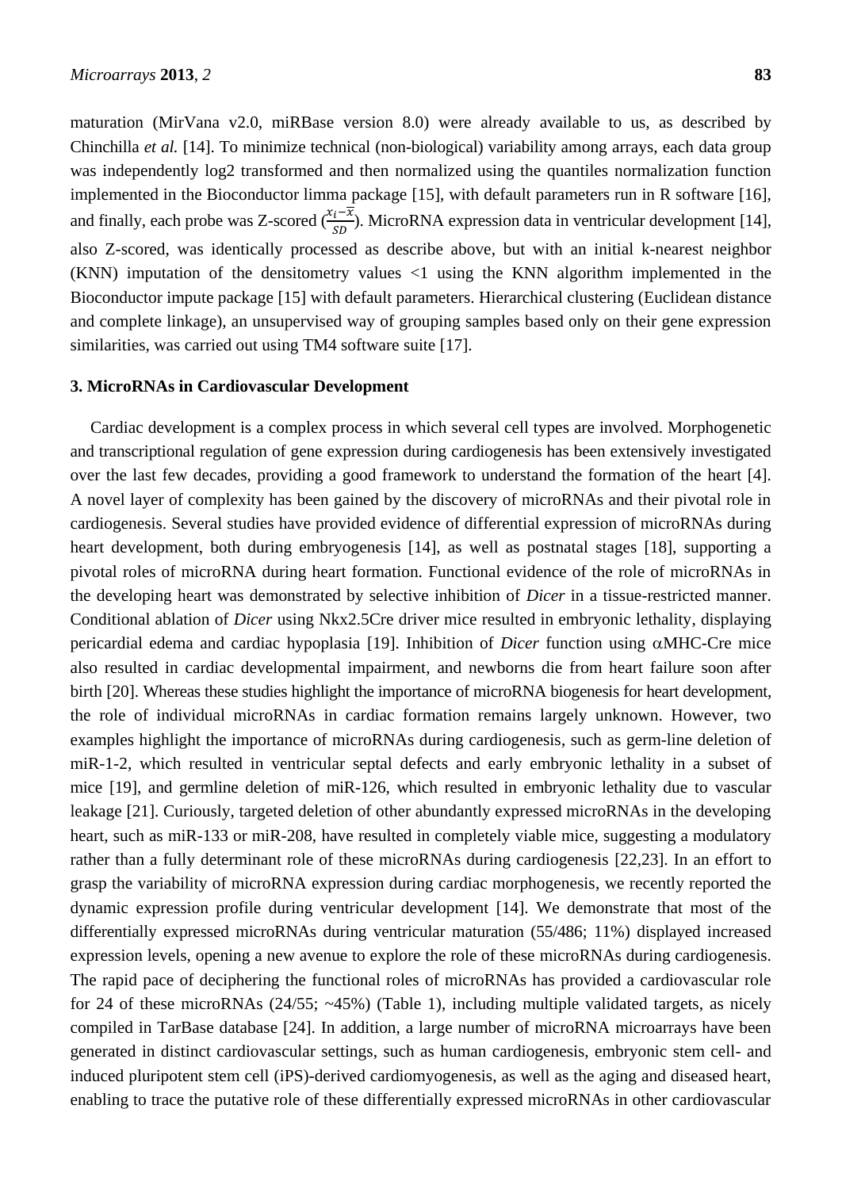maturation (MirVana v2.0, miRBase version 8.0) were already available to us, as described by Chinchilla *et al.* [14]. To minimize technical (non-biological) variability among arrays, each data group was independently log2 transformed and then normalized using the quantiles normalization function implemented in the Bioconductor limma package [15], with default parameters run in R software [16], and finally, each probe was Z-scored ($\frac{x_i - \bar{x}}{SD}$). MicroRNA expression data in ventricular development [14], also Z-scored, was identically processed as describe above, but with an initial k-nearest neighbor (KNN) imputation of the densitometry values <1 using the KNN algorithm implemented in the Bioconductor impute package [15] with default parameters. Hierarchical clustering (Euclidean distance and complete linkage), an unsupervised way of grouping samples based only on their gene expression similarities, was carried out using TM4 software suite [17].

## 3. MicroRNAs in Cardiovascular Development

Cardiac development is a complex process in which several cell types are involved. Morphogenetic and transcriptional regulation of gene expression during cardiogenesis has been extensively investigated over the last few decades, providing a good framework to understand the formation of the heart [4]. A novel layer of complexity has been gained by the discovery of microRNAs and their pivotal role in cardiogenesis. Several studies have provided evidence of differential expression of microRNAs during heart development, both during embryogenesis [14], as well as postnatal stages [18], supporting a pivotal roles of microRNA during heart formation. Functional evidence of the role of microRNAs in the developing heart was demonstrated by selective inhibition of *Dicer* in a tissue-restricted manner. Conditional ablation of *Dicer* using Nkx2.5Cre driver mice resulted in embryonic lethality, displaying pericardial edema and cardiac hypoplasia [19]. Inhibition of *Dicer* function using αMHC-Cre mice also resulted in cardiac developmental impairment, and newborns die from heart failure soon after birth [20]. Whereas these studies highlight the importance of microRNA biogenesis for heart development, the role of individual microRNAs in cardiac formation remains largely unknown. However, two examples highlight the importance of microRNAs during cardiogenesis, such as germ-line deletion of miR-1-2, which resulted in ventricular septal defects and early embryonic lethality in a subset of mice [19], and germline deletion of miR-126, which resulted in embryonic lethality due to vascular leakage [21]. Curiously, targeted deletion of other abundantly expressed microRNAs in the developing heart, such as miR-133 or miR-208, have resulted in completely viable mice, suggesting a modulatory rather than a fully determinant role of these microRNAs during cardiogenesis [22,23]. In an effort to grasp the variability of microRNA expression during cardiac morphogenesis, we recently reported the dynamic expression profile during ventricular development [14]. We demonstrate that most of the differentially expressed microRNAs during ventricular maturation (55/486; 11%) displayed increased expression levels, opening a new avenue to explore the role of these microRNAs during cardiogenesis. The rapid pace of deciphering the functional roles of microRNAs has provided a cardiovascular role for 24 of these microRNAs (24/55; ~45%) (Table 1), including multiple validated targets, as nicely compiled in TarBase database [24]. In addition, a large number of microRNA microarrays have been generated in distinct cardiovascular settings, such as human cardiogenesis, embryonic stem cell- and induced pluripotent stem cell (iPS)-derived cardiomyogenesis, as well as the aging and diseased heart, enabling to trace the putative role of these differentially expressed microRNAs in other cardiovascular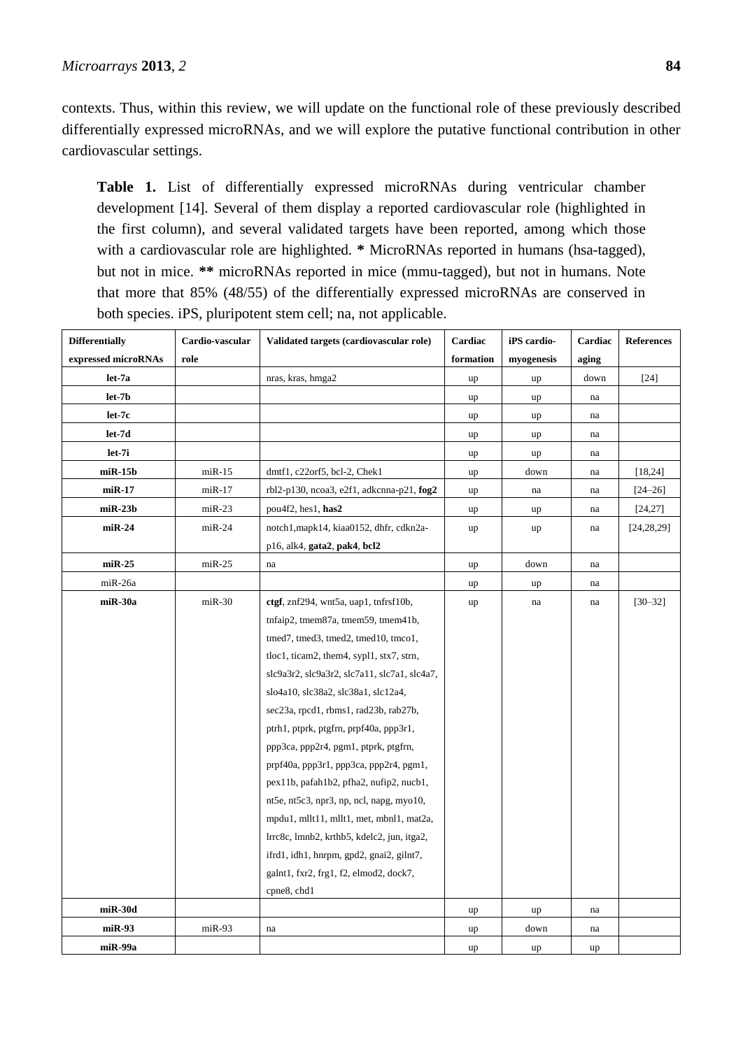contexts. Thus, within this review, we will update on the functional role of these previously described differentially expressed microRNAs, and we will explore the putative functional contribution in other cardiovascular settings.

**Table 1.** List of differentially expressed microRNAs during ventricular chamber development [14]. Several of them display a reported cardiovascular role (highlighted in the first column), and several validated targets have been reported, among which those with a cardiovascular role are highlighted. **\*** MicroRNAs reported in humans (hsa-tagged), but not in mice. **\*\*** microRNAs reported in mice (mmu-tagged), but not in humans. Note that more that 85% (48/55) of the differentially expressed microRNAs are conserved in both species. iPS, pluripotent stem cell; na, not applicable.

| Differentially expressed microRNAs | Cardio-vascular role | Validated targets (cardiovascular role) | Cardiac formation | iPS cardio-myogenesis | Cardiac aging | References |
|---|---|---|---|---|---|---|
| **let-7a** | | nras, kras, hmga2 | up | up | down | [24] |
| **let-7b** | | | up | up | na | |
| **let-7c** | | | up | up | na | |
| **let-7d** | | | up | up | na | |
| **let-7i** | | | up | up | na | |
| **miR-15b** | miR-15 | dmtf1, c22orf5, bcl-2, Chek1 | up | down | na | [18,24] |
| **miR-17** | miR-17 | rbl2-p130, ncoa3, e2f1, adkcnna-p21, **fog2** | up | na | na | [24–26] |
| **miR-23b** | miR-23 | pou4f2, hes1, **has2** | up | up | na | [24,27] |
| **miR-24** | miR-24 | notch1,mapk14, kiaa0152, dhfr, cdkn2a-p16, alk4, **gata2**, **pak4**, **bcl2** | up | up | na | [24,28,29] |
| **miR-25** | miR-25 | na | up | down | na | |
| miR-26a | | | up | up | na | |
| **miR-30a** | miR-30 | **ctgf**, znf294, wnt5a, uap1, tnfrsf10b, tnfaip2, tmem87a, tmem59, tmem41b, tmed7, tmed3, tmed2, tmed10, tmco1, tloc1, ticam2, them4, sypl1, stx7, strn, slc9a3r2, slc9a3r2, slc7a11, slc7a1, slc4a7, slo4a10, slc38a2, slc38a1, slc12a4, sec23a, rpcd1, rbms1, rad23b, rab27b, ptrh1, ptprk, ptgfrn, prpf40a, ppp3r1, ppp3ca, ppp2r4, pgm1, ptprk, ptgfrn, prpf40a, ppp3r1, ppp3ca, ppp2r4, pgm1, pex11b, pafah1b2, pfha2, nufip2, nucb1, nt5e, nt5c3, npr3, np, ncl, napg, myo10, mpdu1, mllt11, mllt1, met, mbnl1, mat2a, lrrc8c, lmnb2, krthb5, kdelc2, jun, itga2, ifrd1, idh1, hnrpm, gpd2, gnai2, gilnt7, galnt1, fxr2, frg1, f2, elmod2, dock7, cpne8, chd1 | up | na | na | [30–32] |
| **miR-30d** | | | up | up | na | |
| **miR-93** | miR-93 | na | up | down | na | |
| **miR-99a** | | | up | up | up | |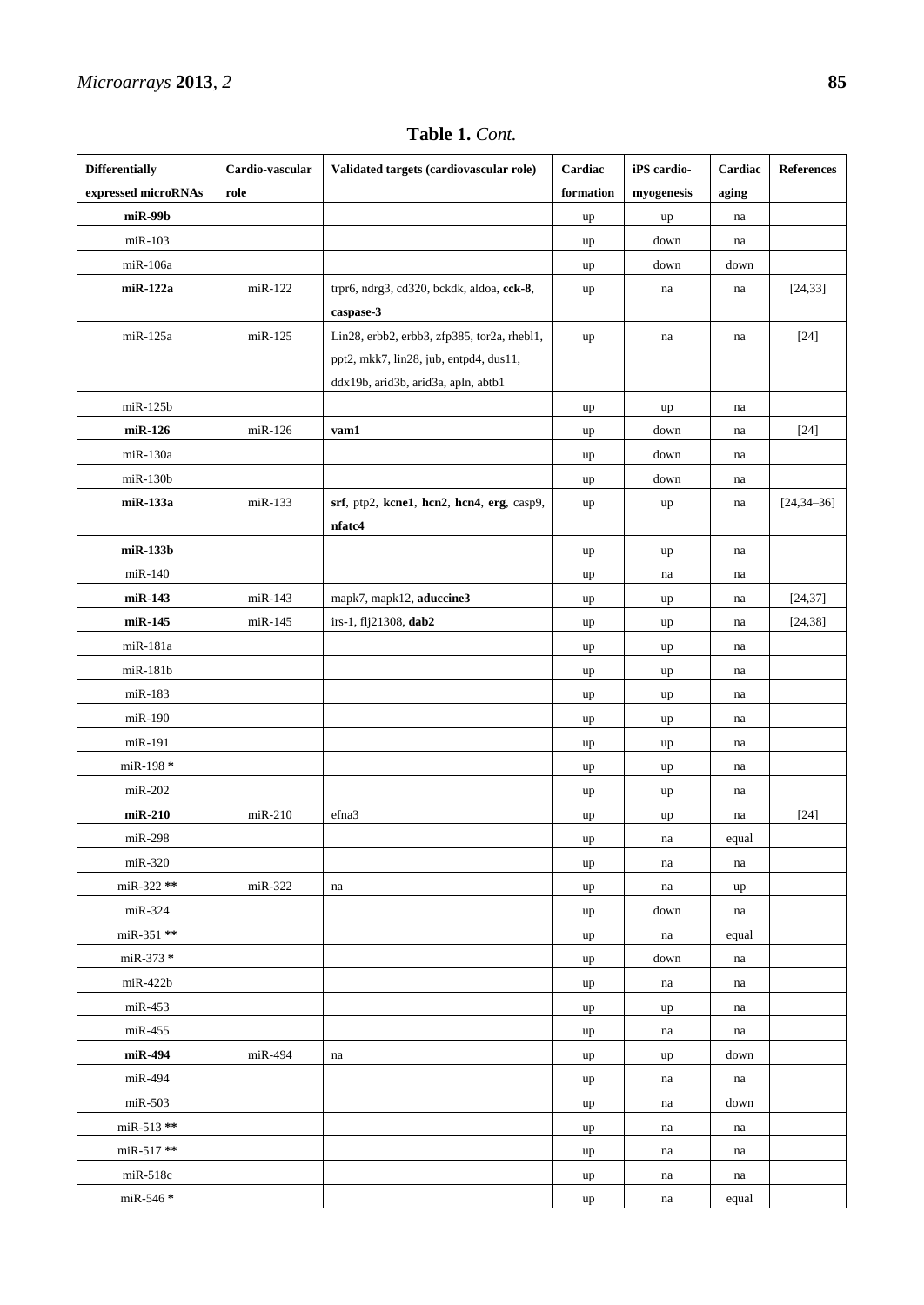**Table 1.** *Cont.*

| Differentially expressed microRNAs | Cardio-vascular role | Validated targets (cardiovascular role) | Cardiac formation | iPS cardio-myogenesis | Cardiac aging | References |
|---|---|---|---|---|---|---|
| **miR-99b** | | | up | up | na | |
| miR-103 | | | up | down | na | |
| miR-106a | | | up | down | down | |
| **miR-122a** | miR-122 | trpr6, ndrg3, cd320, bckdk, aldoa, **cck-8**, **caspase-3** | up | na | na | [24,33] |
| miR-125a | miR-125 | Lin28, erbb2, erbb3, zfp385, tor2a, rhebl1, ppt2, mkk7, lin28, jub, entpd4, dus11, ddx19b, arid3b, arid3a, apln, abtb1 | up | na | na | [24] |
| miR-125b | | | up | up | na | |
| **miR-126** | miR-126 | **vam1** | up | down | na | [24] |
| miR-130a | | | up | down | na | |
| miR-130b | | | up | down | na | |
| **miR-133a** | miR-133 | **srf**, ptp2, **kcne1**, **hcn2**, **hcn4**, **erg**, casp9, **nfatc4** | up | up | na | [24,34–36] |
| **miR-133b** | | | up | up | na | |
| miR-140 | | | up | na | na | |
| **miR-143** | miR-143 | mapk7, mapk12, **aduccine3** | up | up | na | [24,37] |
| **miR-145** | miR-145 | irs-1, flj21308, **dab2** | up | up | na | [24,38] |
| miR-181a | | | up | up | na | |
| miR-181b | | | up | up | na | |
| miR-183 | | | up | up | na | |
| miR-190 | | | up | up | na | |
| miR-191 | | | up | up | na | |
| miR-198 **\*** | | | up | up | na | |
| miR-202 | | | up | up | na | |
| **miR-210** | miR-210 | efna3 | up | up | na | [24] |
| miR-298 | | | up | na | equal | |
| miR-320 | | | up | na | na | |
| miR-322 **\*\*** | miR-322 | na | up | na | up | |
| miR-324 | | | up | down | na | |
| miR-351 **\*\*** | | | up | na | equal | |
| miR-373 **\*** | | | up | down | na | |
| miR-422b | | | up | na | na | |
| miR-453 | | | up | up | na | |
| miR-455 | | | up | na | na | |
| **miR-494** | miR-494 | na | up | up | down | |
| miR-494 | | | up | na | na | |
| miR-503 | | | up | na | down | |
| miR-513 **\*\*** | | | up | na | na | |
| miR-517 **\*\*** | | | up | na | na | |
| miR-518c | | | up | na | na | |
| miR-546 **\*** | | | up | na | equal | |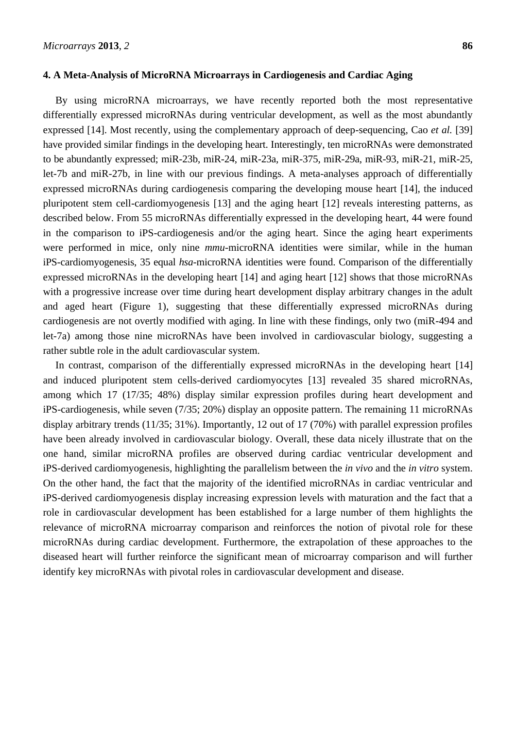## 4. A Meta-Analysis of MicroRNA Microarrays in Cardiogenesis and Cardiac Aging

By using microRNA microarrays, we have recently reported both the most representative differentially expressed microRNAs during ventricular development, as well as the most abundantly expressed [14]. Most recently, using the complementary approach of deep-sequencing, Cao *et al.* [39] have provided similar findings in the developing heart. Interestingly, ten microRNAs were demonstrated to be abundantly expressed; miR-23b, miR-24, miR-23a, miR-375, miR-29a, miR-93, miR-21, miR-25, let-7b and miR-27b, in line with our previous findings. A meta-analyses approach of differentially expressed microRNAs during cardiogenesis comparing the developing mouse heart [14], the induced pluripotent stem cell-cardiomyogenesis [13] and the aging heart [12] reveals interesting patterns, as described below. From 55 microRNAs differentially expressed in the developing heart, 44 were found in the comparison to iPS-cardiogenesis and/or the aging heart. Since the aging heart experiments were performed in mice, only nine *mmu*-microRNA identities were similar, while in the human iPS-cardiomyogenesis, 35 equal *hsa*-microRNA identities were found. Comparison of the differentially expressed microRNAs in the developing heart [14] and aging heart [12] shows that those microRNAs with a progressive increase over time during heart development display arbitrary changes in the adult and aged heart (Figure 1), suggesting that these differentially expressed microRNAs during cardiogenesis are not overtly modified with aging. In line with these findings, only two (miR-494 and let-7a) among those nine microRNAs have been involved in cardiovascular biology, suggesting a rather subtle role in the adult cardiovascular system.

In contrast, comparison of the differentially expressed microRNAs in the developing heart [14] and induced pluripotent stem cells-derived cardiomyocytes [13] revealed 35 shared microRNAs, among which 17 (17/35; 48%) display similar expression profiles during heart development and iPS-cardiogenesis, while seven (7/35; 20%) display an opposite pattern. The remaining 11 microRNAs display arbitrary trends (11/35; 31%). Importantly, 12 out of 17 (70%) with parallel expression profiles have been already involved in cardiovascular biology. Overall, these data nicely illustrate that on the one hand, similar microRNA profiles are observed during cardiac ventricular development and iPS-derived cardiomyogenesis, highlighting the parallelism between the *in vivo* and the *in vitro* system. On the other hand, the fact that the majority of the identified microRNAs in cardiac ventricular and iPS-derived cardiomyogenesis display increasing expression levels with maturation and the fact that a role in cardiovascular development has been established for a large number of them highlights the relevance of microRNA microarray comparison and reinforces the notion of pivotal role for these microRNAs during cardiac development. Furthermore, the extrapolation of these approaches to the diseased heart will further reinforce the significant mean of microarray comparison and will further identify key microRNAs with pivotal roles in cardiovascular development and disease.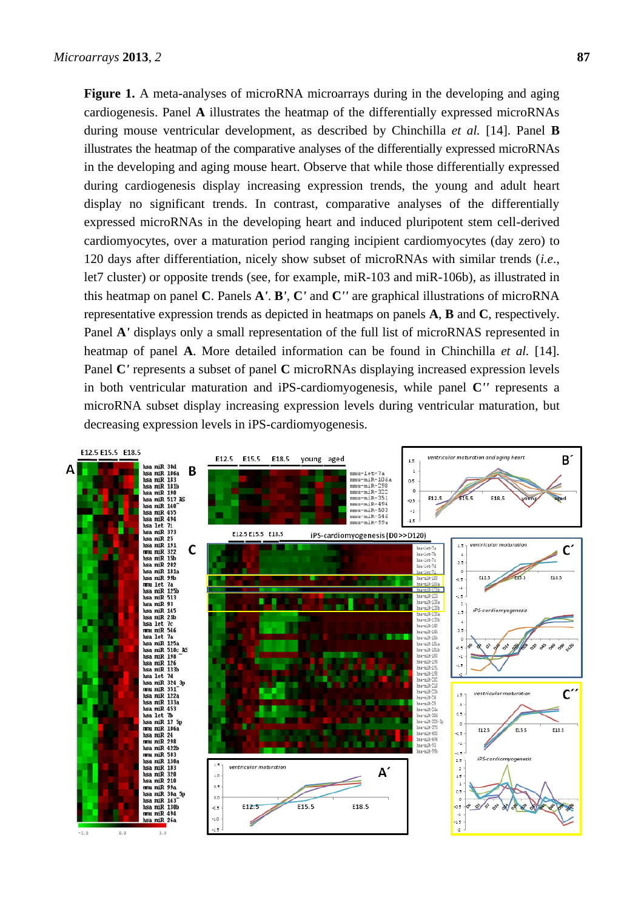**Figure 1.** A meta-analyses of microRNA microarrays during in the developing and aging cardiogenesis. Panel **A** illustrates the heatmap of the differentially expressed microRNAs during mouse ventricular development, as described by Chinchilla *et al.* [14]. Panel **B** illustrates the heatmap of the comparative analyses of the differentially expressed microRNAs in the developing and aging mouse heart. Observe that while those differentially expressed during cardiogenesis display increasing expression trends, the young and adult heart display no significant trends. In contrast, comparative analyses of the differentially expressed microRNAs in the developing heart and induced pluripotent stem cell-derived cardiomyocytes, over a maturation period ranging incipient cardiomyocytes (day zero) to 120 days after differentiation, nicely show subset of microRNAs with similar trends (*i.e.*, let7 cluster) or opposite trends (see, for example, miR-103 and miR-106b), as illustrated in this heatmap on panel **C**. Panels **A′**. **B′**, **C′** and **C′′** are graphical illustrations of microRNA representative expression trends as depicted in heatmaps on panels **A**, **B** and **C**, respectively. Panel **A′** displays only a small representation of the full list of microRNAS represented in heatmap of panel **A**. More detailed information can be found in Chinchilla *et al.* [14]. Panel **C′** represents a subset of panel **C** microRNAs displaying increased expression levels in both ventricular maturation and iPS-cardiomyogenesis, while panel **C′′** represents a microRNA subset display increasing expression levels during ventricular maturation, but decreasing expression levels in iPS-cardiomyogenesis.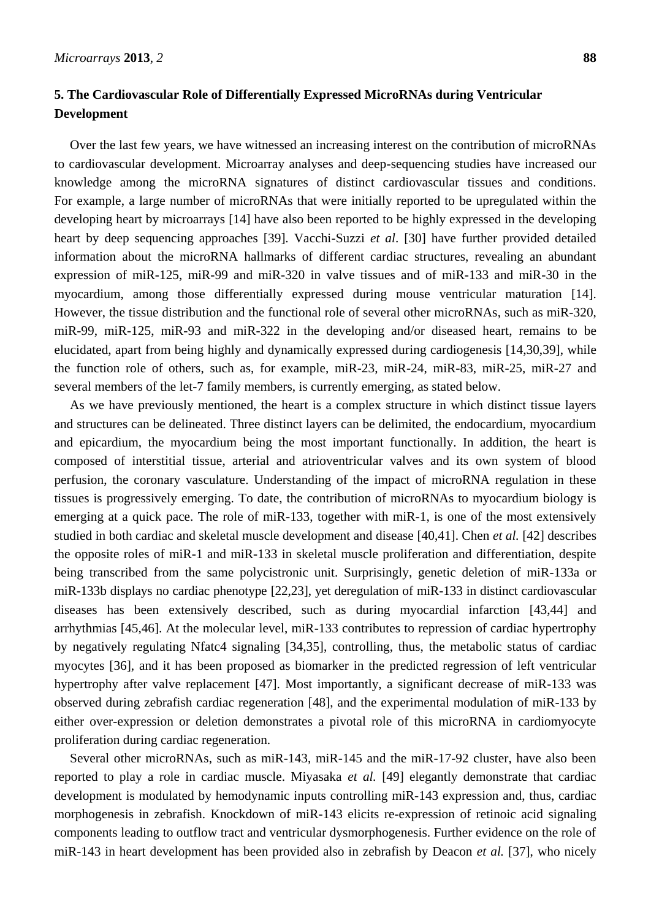## 5. The Cardiovascular Role of Differentially Expressed MicroRNAs during Ventricular Development

Over the last few years, we have witnessed an increasing interest on the contribution of microRNAs to cardiovascular development. Microarray analyses and deep-sequencing studies have increased our knowledge among the microRNA signatures of distinct cardiovascular tissues and conditions. For example, a large number of microRNAs that were initially reported to be upregulated within the developing heart by microarrays [14] have also been reported to be highly expressed in the developing heart by deep sequencing approaches [39]. Vacchi-Suzzi *et al*. [30] have further provided detailed information about the microRNA hallmarks of different cardiac structures, revealing an abundant expression of miR-125, miR-99 and miR-320 in valve tissues and of miR-133 and miR-30 in the myocardium, among those differentially expressed during mouse ventricular maturation [14]. However, the tissue distribution and the functional role of several other microRNAs, such as miR-320, miR-99, miR-125, miR-93 and miR-322 in the developing and/or diseased heart, remains to be elucidated, apart from being highly and dynamically expressed during cardiogenesis [14,30,39], while the function role of others, such as, for example, miR-23, miR-24, miR-83, miR-25, miR-27 and several members of the let-7 family members, is currently emerging, as stated below.

As we have previously mentioned, the heart is a complex structure in which distinct tissue layers and structures can be delineated. Three distinct layers can be delimited, the endocardium, myocardium and epicardium, the myocardium being the most important functionally. In addition, the heart is composed of interstitial tissue, arterial and atrioventricular valves and its own system of blood perfusion, the coronary vasculature. Understanding of the impact of microRNA regulation in these tissues is progressively emerging. To date, the contribution of microRNAs to myocardium biology is emerging at a quick pace. The role of miR-133, together with miR-1, is one of the most extensively studied in both cardiac and skeletal muscle development and disease [40,41]. Chen *et al.* [42] describes the opposite roles of miR-1 and miR-133 in skeletal muscle proliferation and differentiation, despite being transcribed from the same polycistronic unit. Surprisingly, genetic deletion of miR-133a or miR-133b displays no cardiac phenotype [22,23], yet deregulation of miR-133 in distinct cardiovascular diseases has been extensively described, such as during myocardial infarction [43,44] and arrhythmias [45,46]. At the molecular level, miR-133 contributes to repression of cardiac hypertrophy by negatively regulating Nfatc4 signaling [34,35], controlling, thus, the metabolic status of cardiac myocytes [36], and it has been proposed as biomarker in the predicted regression of left ventricular hypertrophy after valve replacement [47]. Most importantly, a significant decrease of miR-133 was observed during zebrafish cardiac regeneration [48], and the experimental modulation of miR-133 by either over-expression or deletion demonstrates a pivotal role of this microRNA in cardiomyocyte proliferation during cardiac regeneration.

Several other microRNAs, such as miR-143, miR-145 and the miR-17-92 cluster, have also been reported to play a role in cardiac muscle. Miyasaka *et al.* [49] elegantly demonstrate that cardiac development is modulated by hemodynamic inputs controlling miR-143 expression and, thus, cardiac morphogenesis in zebrafish. Knockdown of miR-143 elicits re-expression of retinoic acid signaling components leading to outflow tract and ventricular dysmorphogenesis. Further evidence on the role of miR-143 in heart development has been provided also in zebrafish by Deacon *et al.* [37], who nicely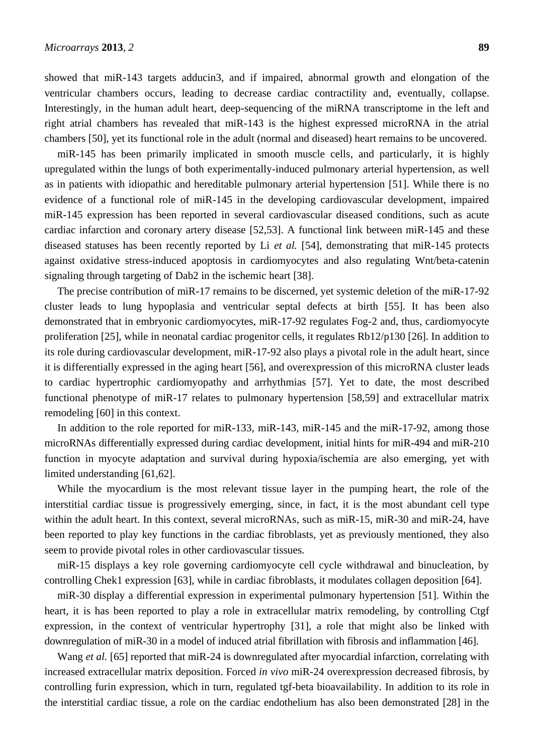showed that miR-143 targets adducin3, and if impaired, abnormal growth and elongation of the ventricular chambers occurs, leading to decrease cardiac contractility and, eventually, collapse. Interestingly, in the human adult heart, deep-sequencing of the miRNA transcriptome in the left and right atrial chambers has revealed that miR-143 is the highest expressed microRNA in the atrial chambers [50], yet its functional role in the adult (normal and diseased) heart remains to be uncovered.

miR-145 has been primarily implicated in smooth muscle cells, and particularly, it is highly upregulated within the lungs of both experimentally-induced pulmonary arterial hypertension, as well as in patients with idiopathic and hereditable pulmonary arterial hypertension [51]. While there is no evidence of a functional role of miR-145 in the developing cardiovascular development, impaired miR-145 expression has been reported in several cardiovascular diseased conditions, such as acute cardiac infarction and coronary artery disease [52,53]. A functional link between miR-145 and these diseased statuses has been recently reported by Li *et al.* [54], demonstrating that miR-145 protects against oxidative stress-induced apoptosis in cardiomyocytes and also regulating Wnt/beta-catenin signaling through targeting of Dab2 in the ischemic heart [38].

The precise contribution of miR-17 remains to be discerned, yet systemic deletion of the miR-17-92 cluster leads to lung hypoplasia and ventricular septal defects at birth [55]. It has been also demonstrated that in embryonic cardiomyocytes, miR-17-92 regulates Fog-2 and, thus, cardiomyocyte proliferation [25], while in neonatal cardiac progenitor cells, it regulates Rb12/p130 [26]. In addition to its role during cardiovascular development, miR-17-92 also plays a pivotal role in the adult heart, since it is differentially expressed in the aging heart [56], and overexpression of this microRNA cluster leads to cardiac hypertrophic cardiomyopathy and arrhythmias [57]. Yet to date, the most described functional phenotype of miR-17 relates to pulmonary hypertension [58,59] and extracellular matrix remodeling [60] in this context.

In addition to the role reported for miR-133, miR-143, miR-145 and the miR-17-92, among those microRNAs differentially expressed during cardiac development, initial hints for miR-494 and miR-210 function in myocyte adaptation and survival during hypoxia/ischemia are also emerging, yet with limited understanding [61,62].

While the myocardium is the most relevant tissue layer in the pumping heart, the role of the interstitial cardiac tissue is progressively emerging, since, in fact, it is the most abundant cell type within the adult heart. In this context, several microRNAs, such as miR-15, miR-30 and miR-24, have been reported to play key functions in the cardiac fibroblasts, yet as previously mentioned, they also seem to provide pivotal roles in other cardiovascular tissues.

miR-15 displays a key role governing cardiomyocyte cell cycle withdrawal and binucleation, by controlling Chek1 expression [63], while in cardiac fibroblasts, it modulates collagen deposition [64].

miR-30 display a differential expression in experimental pulmonary hypertension [51]. Within the heart, it is has been reported to play a role in extracellular matrix remodeling, by controlling Ctgf expression, in the context of ventricular hypertrophy [31], a role that might also be linked with downregulation of miR-30 in a model of induced atrial fibrillation with fibrosis and inflammation [46].

Wang *et al.* [65] reported that miR-24 is downregulated after myocardial infarction, correlating with increased extracellular matrix deposition. Forced *in vivo* miR-24 overexpression decreased fibrosis, by controlling furin expression, which in turn, regulated tgf-beta bioavailability. In addition to its role in the interstitial cardiac tissue, a role on the cardiac endothelium has also been demonstrated [28] in the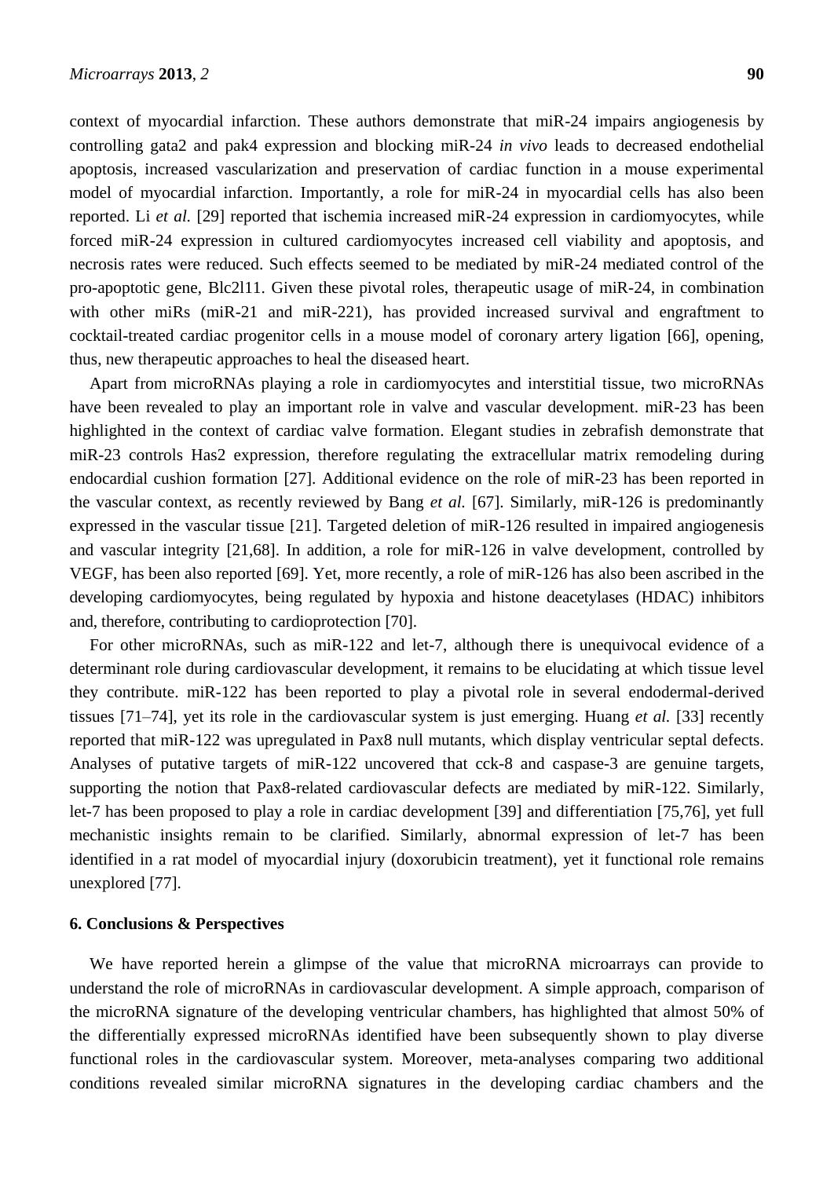context of myocardial infarction. These authors demonstrate that miR-24 impairs angiogenesis by controlling gata2 and pak4 expression and blocking miR-24 *in vivo* leads to decreased endothelial apoptosis, increased vascularization and preservation of cardiac function in a mouse experimental model of myocardial infarction. Importantly, a role for miR-24 in myocardial cells has also been reported. Li *et al.* [29] reported that ischemia increased miR-24 expression in cardiomyocytes, while forced miR-24 expression in cultured cardiomyocytes increased cell viability and apoptosis, and necrosis rates were reduced. Such effects seemed to be mediated by miR-24 mediated control of the pro-apoptotic gene, Blc2l11. Given these pivotal roles, therapeutic usage of miR-24, in combination with other miRs (miR-21 and miR-221), has provided increased survival and engraftment to cocktail-treated cardiac progenitor cells in a mouse model of coronary artery ligation [66], opening, thus, new therapeutic approaches to heal the diseased heart.

Apart from microRNAs playing a role in cardiomyocytes and interstitial tissue, two microRNAs have been revealed to play an important role in valve and vascular development. miR-23 has been highlighted in the context of cardiac valve formation. Elegant studies in zebrafish demonstrate that miR-23 controls Has2 expression, therefore regulating the extracellular matrix remodeling during endocardial cushion formation [27]. Additional evidence on the role of miR-23 has been reported in the vascular context, as recently reviewed by Bang *et al.* [67]. Similarly, miR-126 is predominantly expressed in the vascular tissue [21]. Targeted deletion of miR-126 resulted in impaired angiogenesis and vascular integrity [21,68]. In addition, a role for miR-126 in valve development, controlled by VEGF, has been also reported [69]. Yet, more recently, a role of miR-126 has also been ascribed in the developing cardiomyocytes, being regulated by hypoxia and histone deacetylases (HDAC) inhibitors and, therefore, contributing to cardioprotection [70].

For other microRNAs, such as miR-122 and let-7, although there is unequivocal evidence of a determinant role during cardiovascular development, it remains to be elucidating at which tissue level they contribute. miR-122 has been reported to play a pivotal role in several endodermal-derived tissues [71–74], yet its role in the cardiovascular system is just emerging. Huang *et al.* [33] recently reported that miR-122 was upregulated in Pax8 null mutants, which display ventricular septal defects. Analyses of putative targets of miR-122 uncovered that cck-8 and caspase-3 are genuine targets, supporting the notion that Pax8-related cardiovascular defects are mediated by miR-122. Similarly, let-7 has been proposed to play a role in cardiac development [39] and differentiation [75,76], yet full mechanistic insights remain to be clarified. Similarly, abnormal expression of let-7 has been identified in a rat model of myocardial injury (doxorubicin treatment), yet it functional role remains unexplored [77].

## 6. Conclusions & Perspectives

We have reported herein a glimpse of the value that microRNA microarrays can provide to understand the role of microRNAs in cardiovascular development. A simple approach, comparison of the microRNA signature of the developing ventricular chambers, has highlighted that almost 50% of the differentially expressed microRNAs identified have been subsequently shown to play diverse functional roles in the cardiovascular system. Moreover, meta-analyses comparing two additional conditions revealed similar microRNA signatures in the developing cardiac chambers and the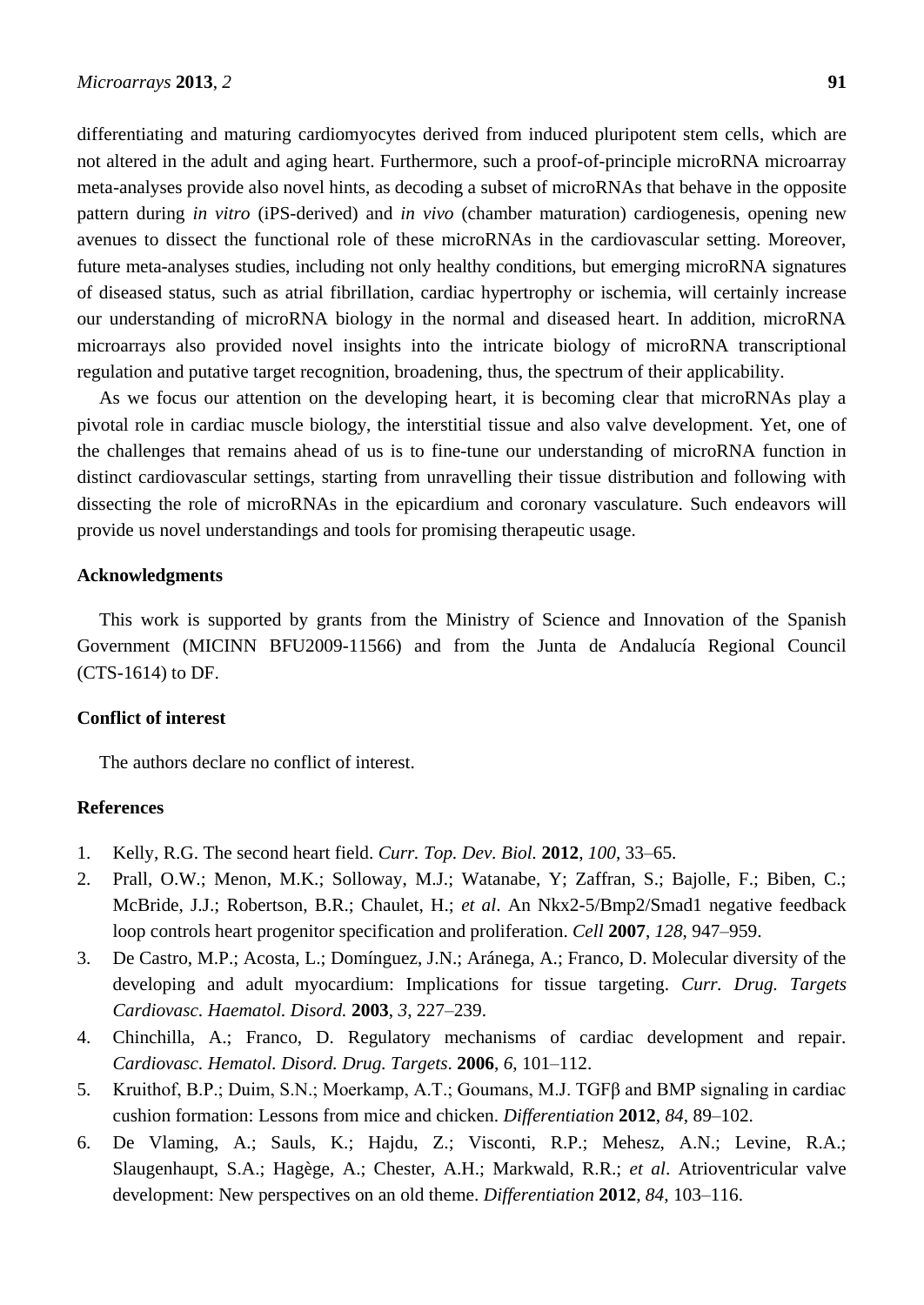differentiating and maturing cardiomyocytes derived from induced pluripotent stem cells, which are not altered in the adult and aging heart. Furthermore, such a proof-of-principle microRNA microarray meta-analyses provide also novel hints, as decoding a subset of microRNAs that behave in the opposite pattern during *in vitro* (iPS-derived) and *in vivo* (chamber maturation) cardiogenesis, opening new avenues to dissect the functional role of these microRNAs in the cardiovascular setting. Moreover, future meta-analyses studies, including not only healthy conditions, but emerging microRNA signatures of diseased status, such as atrial fibrillation, cardiac hypertrophy or ischemia, will certainly increase our understanding of microRNA biology in the normal and diseased heart. In addition, microRNA microarrays also provided novel insights into the intricate biology of microRNA transcriptional regulation and putative target recognition, broadening, thus, the spectrum of their applicability.

As we focus our attention on the developing heart, it is becoming clear that microRNAs play a pivotal role in cardiac muscle biology, the interstitial tissue and also valve development. Yet, one of the challenges that remains ahead of us is to fine-tune our understanding of microRNA function in distinct cardiovascular settings, starting from unravelling their tissue distribution and following with dissecting the role of microRNAs in the epicardium and coronary vasculature. Such endeavors will provide us novel understandings and tools for promising therapeutic usage.

## Acknowledgments

This work is supported by grants from the Ministry of Science and Innovation of the Spanish Government (MICINN BFU2009-11566) and from the Junta de Andalucía Regional Council (CTS-1614) to DF.

## Conflict of interest

The authors declare no conflict of interest.

## References

1. Kelly, R.G. The second heart field. *Curr. Top. Dev. Biol.* **2012**, *100*, 33–65.
2. Prall, O.W.; Menon, M.K.; Solloway, M.J.; Watanabe, Y; Zaffran, S.; Bajolle, F.; Biben, C.; McBride, J.J.; Robertson, B.R.; Chaulet, H.; *et al*. An Nkx2-5/Bmp2/Smad1 negative feedback loop controls heart progenitor specification and proliferation. *Cell* **2007**, *128*, 947–959.
3. De Castro, M.P.; Acosta, L.; Domínguez, J.N.; Aránega, A.; Franco, D. Molecular diversity of the developing and adult myocardium: Implications for tissue targeting. *Curr. Drug. Targets Cardiovasc. Haematol. Disord.* **2003**, *3*, 227–239.
4. Chinchilla, A.; Franco, D. Regulatory mechanisms of cardiac development and repair. *Cardiovasc. Hematol. Disord. Drug. Targets*. **2006**, *6*, 101–112.
5. Kruithof, B.P.; Duim, S.N.; Moerkamp, A.T.; Goumans, M.J. TGFβ and BMP signaling in cardiac cushion formation: Lessons from mice and chicken. *Differentiation* **2012**, *84*, 89–102.
6. De Vlaming, A.; Sauls, K.; Hajdu, Z.; Visconti, R.P.; Mehesz, A.N.; Levine, R.A.; Slaugenhaupt, S.A.; Hagège, A.; Chester, A.H.; Markwald, R.R.; *et al*. Atrioventricular valve development: New perspectives on an old theme. *Differentiation* **2012**, *84*, 103–116.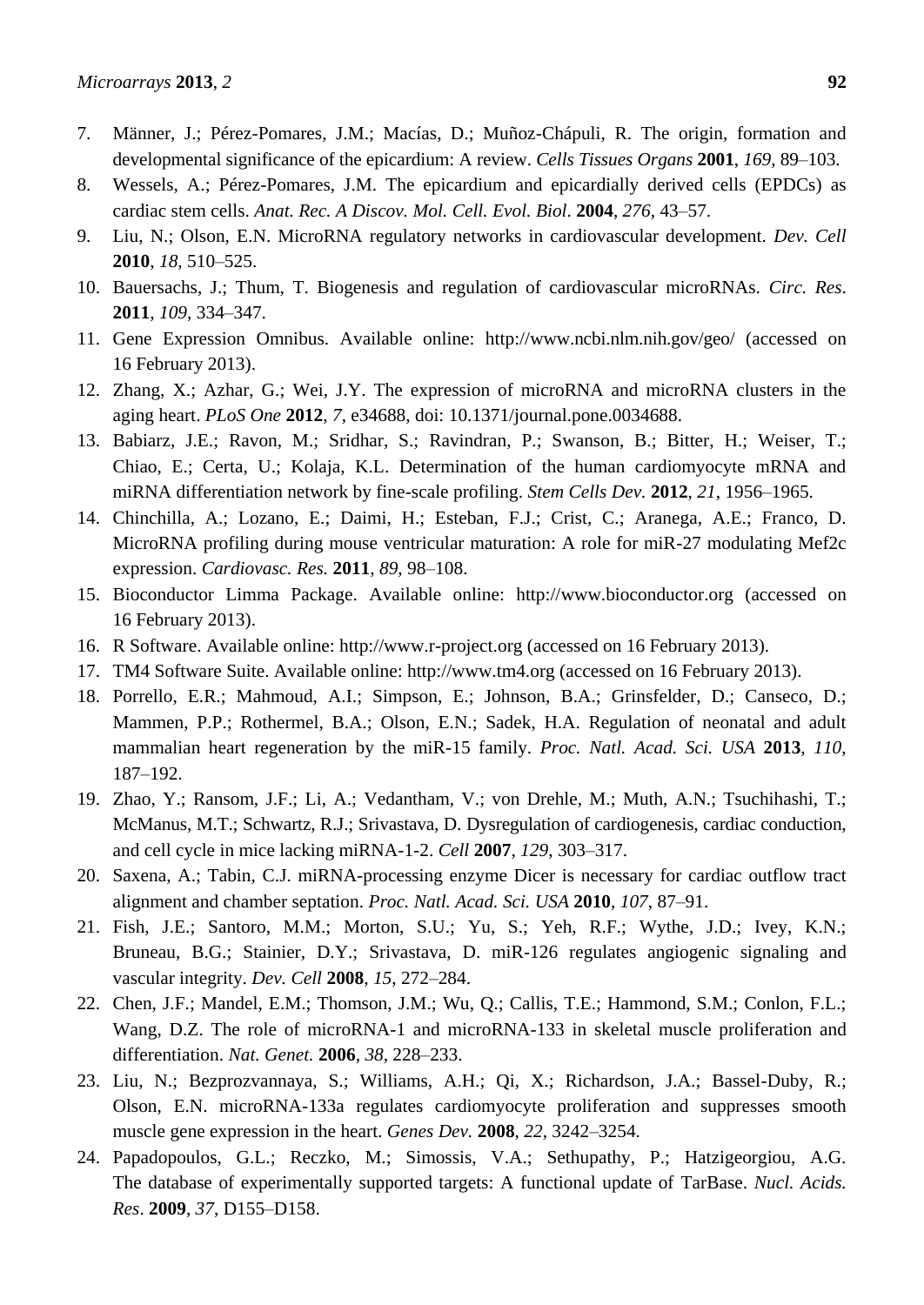7. Männer, J.; Pérez-Pomares, J.M.; Macías, D.; Muñoz-Chápuli, R. The origin, formation and developmental significance of the epicardium: A review. *Cells Tissues Organs* **2001**, *169*, 89–103.
8. Wessels, A.; Pérez-Pomares, J.M. The epicardium and epicardially derived cells (EPDCs) as cardiac stem cells. *Anat. Rec. A Discov. Mol. Cell. Evol. Biol*. **2004**, *276*, 43–57.
9. Liu, N.; Olson, E.N. MicroRNA regulatory networks in cardiovascular development. *Dev. Cell* **2010**, *18*, 510–525.
10. Bauersachs, J.; Thum, T. Biogenesis and regulation of cardiovascular microRNAs. *Circ. Res*. **2011**, *109*, 334–347.
11. Gene Expression Omnibus. Available online: http://www.ncbi.nlm.nih.gov/geo/ (accessed on 16 February 2013).
12. Zhang, X.; Azhar, G.; Wei, J.Y. The expression of microRNA and microRNA clusters in the aging heart. *PLoS One* **2012**, *7*, e34688, doi: 10.1371/journal.pone.0034688.
13. Babiarz, J.E.; Ravon, M.; Sridhar, S.; Ravindran, P.; Swanson, B.; Bitter, H.; Weiser, T.; Chiao, E.; Certa, U.; Kolaja, K.L. Determination of the human cardiomyocyte mRNA and miRNA differentiation network by fine-scale profiling. *Stem Cells Dev*. **2012**, *21*, 1956–1965.
14. Chinchilla, A.; Lozano, E.; Daimi, H.; Esteban, F.J.; Crist, C.; Aranega, A.E.; Franco, D. MicroRNA profiling during mouse ventricular maturation: A role for miR-27 modulating Mef2c expression. *Cardiovasc. Res.* **2011**, *89*, 98–108.
15. Bioconductor Limma Package. Available online: http://www.bioconductor.org (accessed on 16 February 2013).
16. R Software. Available online: http://www.r-project.org (accessed on 16 February 2013).
17. TM4 Software Suite. Available online: http://www.tm4.org (accessed on 16 February 2013).
18. Porrello, E.R.; Mahmoud, A.I.; Simpson, E.; Johnson, B.A.; Grinsfelder, D.; Canseco, D.; Mammen, P.P.; Rothermel, B.A.; Olson, E.N.; Sadek, H.A. Regulation of neonatal and adult mammalian heart regeneration by the miR-15 family. *Proc. Natl. Acad. Sci. USA* **2013**, *110*, 187–192.
19. Zhao, Y.; Ransom, J.F.; Li, A.; Vedantham, V.; von Drehle, M.; Muth, A.N.; Tsuchihashi, T.; McManus, M.T.; Schwartz, R.J.; Srivastava, D. Dysregulation of cardiogenesis, cardiac conduction, and cell cycle in mice lacking miRNA-1-2. *Cell* **2007**, *129*, 303–317.
20. Saxena, A.; Tabin, C.J. miRNA-processing enzyme Dicer is necessary for cardiac outflow tract alignment and chamber septation. *Proc. Natl. Acad. Sci. USA* **2010**, *107*, 87–91.
21. Fish, J.E.; Santoro, M.M.; Morton, S.U.; Yu, S.; Yeh, R.F.; Wythe, J.D.; Ivey, K.N.; Bruneau, B.G.; Stainier, D.Y.; Srivastava, D. miR-126 regulates angiogenic signaling and vascular integrity. *Dev. Cell* **2008**, *15*, 272–284.
22. Chen, J.F.; Mandel, E.M.; Thomson, J.M.; Wu, Q.; Callis, T.E.; Hammond, S.M.; Conlon, F.L.; Wang, D.Z. The role of microRNA-1 and microRNA-133 in skeletal muscle proliferation and differentiation. *Nat. Genet.* **2006**, *38*, 228–233.
23. Liu, N.; Bezprozvannaya, S.; Williams, A.H.; Qi, X.; Richardson, J.A.; Bassel-Duby, R.; Olson, E.N. microRNA-133a regulates cardiomyocyte proliferation and suppresses smooth muscle gene expression in the heart. *Genes Dev.* **2008**, *22*, 3242–3254.
24. Papadopoulos, G.L.; Reczko, M.; Simossis, V.A.; Sethupathy, P.; Hatzigeorgiou, A.G. The database of experimentally supported targets: A functional update of TarBase. *Nucl. Acids. Res*. **2009**, *37*, D155–D158.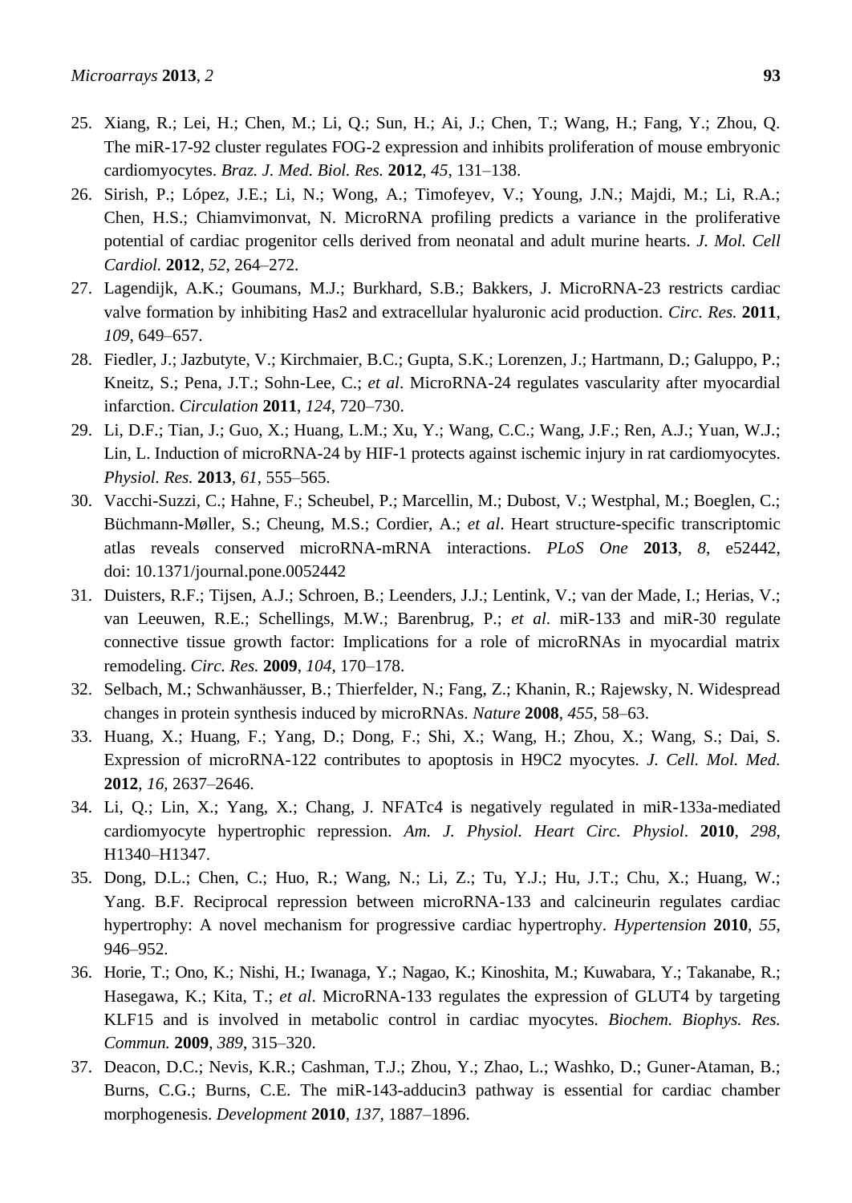25. Xiang, R.; Lei, H.; Chen, M.; Li, Q.; Sun, H.; Ai, J.; Chen, T.; Wang, H.; Fang, Y.; Zhou, Q. The miR-17-92 cluster regulates FOG-2 expression and inhibits proliferation of mouse embryonic cardiomyocytes. *Braz. J. Med. Biol. Res.* **2012**, *45*, 131–138.
26. Sirish, P.; López, J.E.; Li, N.; Wong, A.; Timofeyev, V.; Young, J.N.; Majdi, M.; Li, R.A.; Chen, H.S.; Chiamvimonvat, N. MicroRNA profiling predicts a variance in the proliferative potential of cardiac progenitor cells derived from neonatal and adult murine hearts. *J. Mol. Cell Cardiol.* **2012**, *52*, 264–272.
27. Lagendijk, A.K.; Goumans, M.J.; Burkhard, S.B.; Bakkers, J. MicroRNA-23 restricts cardiac valve formation by inhibiting Has2 and extracellular hyaluronic acid production. *Circ. Res.* **2011**, *109*, 649–657.
28. Fiedler, J.; Jazbutyte, V.; Kirchmaier, B.C.; Gupta, S.K.; Lorenzen, J.; Hartmann, D.; Galuppo, P.; Kneitz, S.; Pena, J.T.; Sohn-Lee, C.; *et al*. MicroRNA-24 regulates vascularity after myocardial infarction. *Circulation* **2011**, *124*, 720–730.
29. Li, D.F.; Tian, J.; Guo, X.; Huang, L.M.; Xu, Y.; Wang, C.C.; Wang, J.F.; Ren, A.J.; Yuan, W.J.; Lin, L. Induction of microRNA-24 by HIF-1 protects against ischemic injury in rat cardiomyocytes. *Physiol. Res.* **2013**, *61*, 555–565.
30. Vacchi-Suzzi, C.; Hahne, F.; Scheubel, P.; Marcellin, M.; Dubost, V.; Westphal, M.; Boeglen, C.; Büchmann-Møller, S.; Cheung, M.S.; Cordier, A.; *et al*. Heart structure-specific transcriptomic atlas reveals conserved microRNA-mRNA interactions. *PLoS One* **2013**, *8*, e52442, doi: 10.1371/journal.pone.0052442
31. Duisters, R.F.; Tijsen, A.J.; Schroen, B.; Leenders, J.J.; Lentink, V.; van der Made, I.; Herias, V.; van Leeuwen, R.E.; Schellings, M.W.; Barenbrug, P.; *et al*. miR-133 and miR-30 regulate connective tissue growth factor: Implications for a role of microRNAs in myocardial matrix remodeling. *Circ. Res.* **2009**, *104*, 170–178.
32. Selbach, M.; Schwanhäusser, B.; Thierfelder, N.; Fang, Z.; Khanin, R.; Rajewsky, N. Widespread changes in protein synthesis induced by microRNAs. *Nature* **2008**, *455*, 58–63.
33. Huang, X.; Huang, F.; Yang, D.; Dong, F.; Shi, X.; Wang, H.; Zhou, X.; Wang, S.; Dai, S. Expression of microRNA-122 contributes to apoptosis in H9C2 myocytes. *J. Cell. Mol. Med.* **2012**, *16*, 2637–2646.
34. Li, Q.; Lin, X.; Yang, X.; Chang, J. NFATc4 is negatively regulated in miR-133a-mediated cardiomyocyte hypertrophic repression. *Am. J. Physiol. Heart Circ. Physiol*. **2010**, *298*, H1340–H1347.
35. Dong, D.L.; Chen, C.; Huo, R.; Wang, N.; Li, Z.; Tu, Y.J.; Hu, J.T.; Chu, X.; Huang, W.; Yang. B.F. Reciprocal repression between microRNA-133 and calcineurin regulates cardiac hypertrophy: A novel mechanism for progressive cardiac hypertrophy. *Hypertension* **2010**, *55*, 946–952.
36. Horie, T.; Ono, K.; Nishi, H.; Iwanaga, Y.; Nagao, K.; Kinoshita, M.; Kuwabara, Y.; Takanabe, R.; Hasegawa, K.; Kita, T.; *et al*. MicroRNA-133 regulates the expression of GLUT4 by targeting KLF15 and is involved in metabolic control in cardiac myocytes. *Biochem. Biophys. Res. Commun.* **2009**, *389*, 315–320.
37. Deacon, D.C.; Nevis, K.R.; Cashman, T.J.; Zhou, Y.; Zhao, L.; Washko, D.; Guner-Ataman, B.; Burns, C.G.; Burns, C.E. The miR-143-adducin3 pathway is essential for cardiac chamber morphogenesis. *Development* **2010**, *137*, 1887–1896.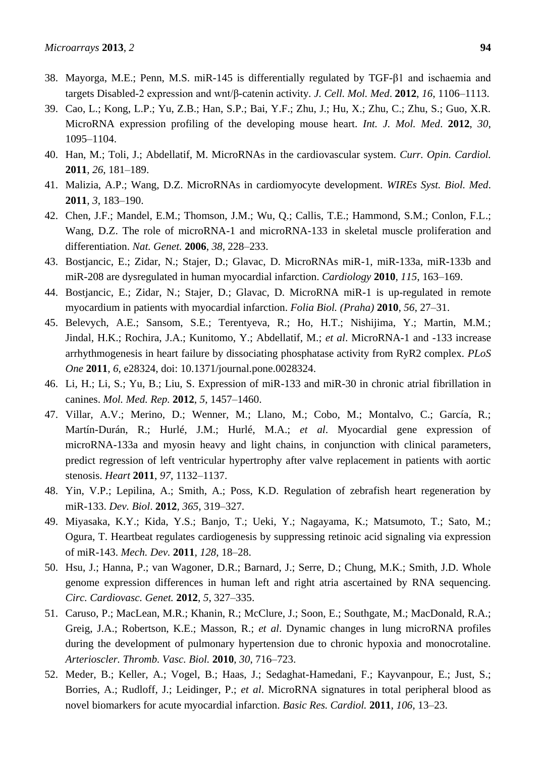38. Mayorga, M.E.; Penn, M.S. miR-145 is differentially regulated by TGF-β1 and ischaemia and targets Disabled-2 expression and wnt/β-catenin activity. *J. Cell. Mol. Med*. **2012**, *16*, 1106–1113.
39. Cao, L.; Kong, L.P.; Yu, Z.B.; Han, S.P.; Bai, Y.F.; Zhu, J.; Hu, X.; Zhu, C.; Zhu, S.; Guo, X.R. MicroRNA expression profiling of the developing mouse heart. *Int. J. Mol. Med*. **2012**, *30*, 1095–1104.
40. Han, M.; Toli, J.; Abdellatif, M. MicroRNAs in the cardiovascular system. *Curr. Opin. Cardiol.* **2011**, *26*, 181–189.
41. Malizia, A.P.; Wang, D.Z. MicroRNAs in cardiomyocyte development. *WIREs Syst. Biol. Med*. **2011**, *3*, 183–190.
42. Chen, J.F.; Mandel, E.M.; Thomson, J.M.; Wu, Q.; Callis, T.E.; Hammond, S.M.; Conlon, F.L.; Wang, D.Z. The role of microRNA-1 and microRNA-133 in skeletal muscle proliferation and differentiation. *Nat. Genet.* **2006**, *38*, 228–233.
43. Bostjancic, E.; Zidar, N.; Stajer, D.; Glavac, D. MicroRNAs miR-1, miR-133a, miR-133b and miR-208 are dysregulated in human myocardial infarction. *Cardiology* **2010**, *115*, 163–169.
44. Bostjancic, E.; Zidar, N.; Stajer, D.; Glavac, D. MicroRNA miR-1 is up-regulated in remote myocardium in patients with myocardial infarction. *Folia Biol. (Praha)* **2010**, *56*, 27–31.
45. Belevych, A.E.; Sansom, S.E.; Terentyeva, R.; Ho, H.T.; Nishijima, Y.; Martin, M.M.; Jindal, H.K.; Rochira, J.A.; Kunitomo, Y.; Abdellatif, M.; *et al*. MicroRNA-1 and -133 increase arrhythmogenesis in heart failure by dissociating phosphatase activity from RyR2 complex. *PLoS One* **2011**, *6*, e28324, doi: 10.1371/journal.pone.0028324.
46. Li, H.; Li, S.; Yu, B.; Liu, S. Expression of miR-133 and miR-30 in chronic atrial fibrillation in canines. *Mol. Med. Rep.* **2012**, *5*, 1457–1460.
47. Villar, A.V.; Merino, D.; Wenner, M.; Llano, M.; Cobo, M.; Montalvo, C.; García, R.; Martín-Durán, R.; Hurlé, J.M.; Hurlé, M.A.; *et al*. Myocardial gene expression of microRNA-133a and myosin heavy and light chains, in conjunction with clinical parameters, predict regression of left ventricular hypertrophy after valve replacement in patients with aortic stenosis. *Heart* **2011**, *97*, 1132–1137.
48. Yin, V.P.; Lepilina, A.; Smith, A.; Poss, K.D. Regulation of zebrafish heart regeneration by miR-133. *Dev. Biol*. **2012**, *365*, 319–327.
49. Miyasaka, K.Y.; Kida, Y.S.; Banjo, T.; Ueki, Y.; Nagayama, K.; Matsumoto, T.; Sato, M.; Ogura, T. Heartbeat regulates cardiogenesis by suppressing retinoic acid signaling via expression of miR-143. *Mech. Dev.* **2011**, *128*, 18–28.
50. Hsu, J.; Hanna, P.; van Wagoner, D.R.; Barnard, J.; Serre, D.; Chung, M.K.; Smith, J.D. Whole genome expression differences in human left and right atria ascertained by RNA sequencing. *Circ. Cardiovasc. Genet.* **2012**, *5*, 327–335.
51. Caruso, P.; MacLean, M.R.; Khanin, R.; McClure, J.; Soon, E.; Southgate, M.; MacDonald, R.A.; Greig, J.A.; Robertson, K.E.; Masson, R.; *et al*. Dynamic changes in lung microRNA profiles during the development of pulmonary hypertension due to chronic hypoxia and monocrotaline. *Arterioscler. Thromb. Vasc. Biol.* **2010**, *30*, 716–723.
52. Meder, B.; Keller, A.; Vogel, B.; Haas, J.; Sedaghat-Hamedani, F.; Kayvanpour, E.; Just, S.; Borries, A.; Rudloff, J.; Leidinger, P.; *et al*. MicroRNA signatures in total peripheral blood as novel biomarkers for acute myocardial infarction. *Basic Res. Cardiol.* **2011**, *106*, 13–23.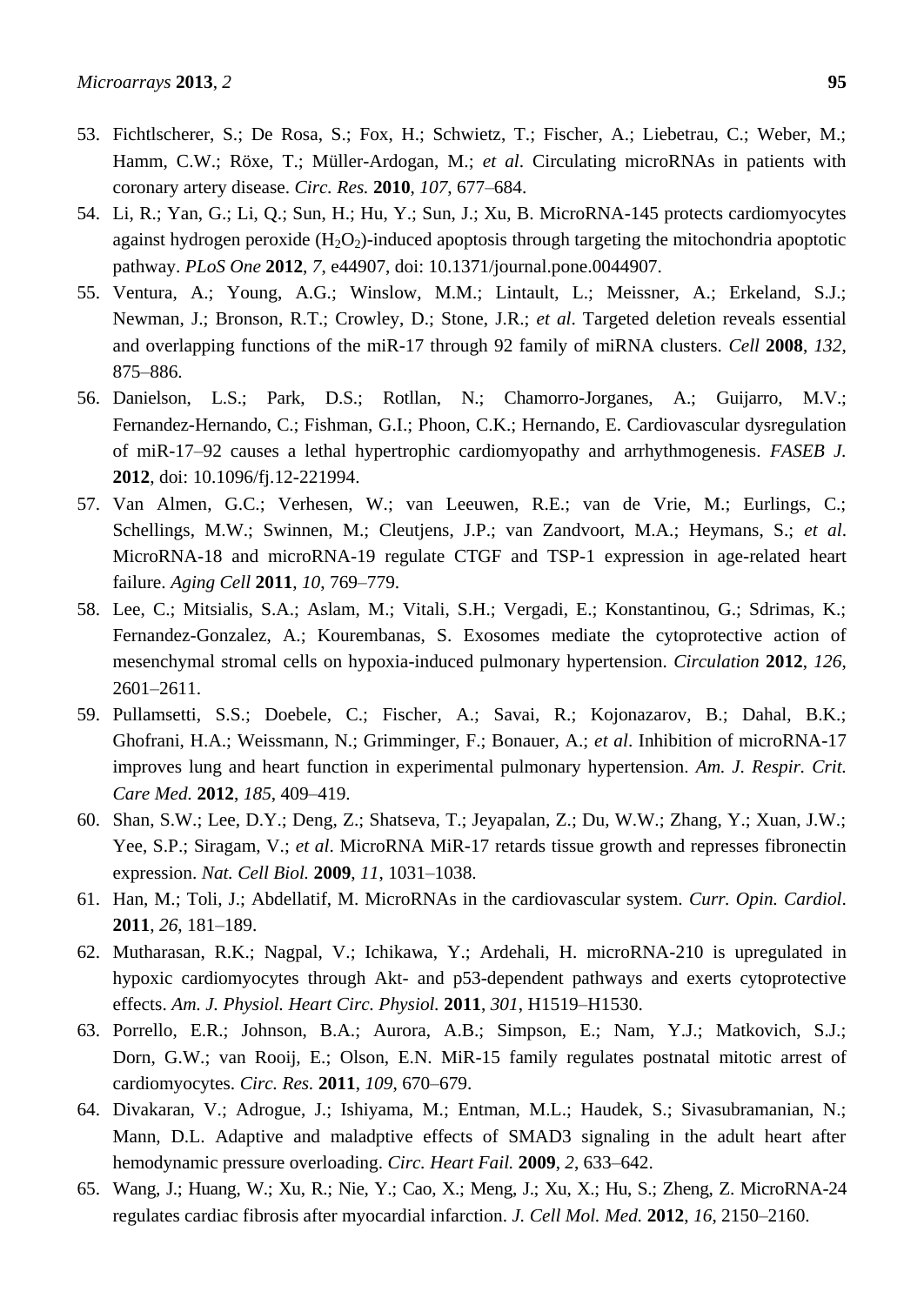53. Fichtlscherer, S.; De Rosa, S.; Fox, H.; Schwietz, T.; Fischer, A.; Liebetrau, C.; Weber, M.; Hamm, C.W.; Röxe, T.; Müller-Ardogan, M.; *et al*. Circulating microRNAs in patients with coronary artery disease. *Circ. Res.* **2010**, *107*, 677–684.
54. Li, R.; Yan, G.; Li, Q.; Sun, H.; Hu, Y.; Sun, J.; Xu, B. MicroRNA-145 protects cardiomyocytes against hydrogen peroxide ($H_2O_2$)-induced apoptosis through targeting the mitochondria apoptotic pathway. *PLoS One* **2012**, *7*, e44907, doi: 10.1371/journal.pone.0044907.
55. Ventura, A.; Young, A.G.; Winslow, M.M.; Lintault, L.; Meissner, A.; Erkeland, S.J.; Newman, J.; Bronson, R.T.; Crowley, D.; Stone, J.R.; *et al*. Targeted deletion reveals essential and overlapping functions of the miR-17 through 92 family of miRNA clusters. *Cell* **2008**, *132*, 875–886.
56. Danielson, L.S.; Park, D.S.; Rotllan, N.; Chamorro-Jorganes, A.; Guijarro, M.V.; Fernandez-Hernando, C.; Fishman, G.I.; Phoon, C.K.; Hernando, E. Cardiovascular dysregulation of miR-17–92 causes a lethal hypertrophic cardiomyopathy and arrhythmogenesis. *FASEB J.* **2012**, doi: 10.1096/fj.12-221994.
57. Van Almen, G.C.; Verhesen, W.; van Leeuwen, R.E.; van de Vrie, M.; Eurlings, C.; Schellings, M.W.; Swinnen, M.; Cleutjens, J.P.; van Zandvoort, M.A.; Heymans, S.; *et al*. MicroRNA-18 and microRNA-19 regulate CTGF and TSP-1 expression in age-related heart failure. *Aging Cell* **2011**, *10*, 769–779.
58. Lee, C.; Mitsialis, S.A.; Aslam, M.; Vitali, S.H.; Vergadi, E.; Konstantinou, G.; Sdrimas, K.; Fernandez-Gonzalez, A.; Kourembanas, S. Exosomes mediate the cytoprotective action of mesenchymal stromal cells on hypoxia-induced pulmonary hypertension. *Circulation* **2012**, *126*, 2601–2611.
59. Pullamsetti, S.S.; Doebele, C.; Fischer, A.; Savai, R.; Kojonazarov, B.; Dahal, B.K.; Ghofrani, H.A.; Weissmann, N.; Grimminger, F.; Bonauer, A.; *et al*. Inhibition of microRNA-17 improves lung and heart function in experimental pulmonary hypertension. *Am. J. Respir. Crit. Care Med.* **2012**, *185*, 409–419.
60. Shan, S.W.; Lee, D.Y.; Deng, Z.; Shatseva, T.; Jeyapalan, Z.; Du, W.W.; Zhang, Y.; Xuan, J.W.; Yee, S.P.; Siragam, V.; *et al*. MicroRNA MiR-17 retards tissue growth and represses fibronectin expression. *Nat. Cell Biol.* **2009**, *11*, 1031–1038.
61. Han, M.; Toli, J.; Abdellatif, M. MicroRNAs in the cardiovascular system. *Curr. Opin. Cardiol*. **2011**, *26*, 181–189.
62. Mutharasan, R.K.; Nagpal, V.; Ichikawa, Y.; Ardehali, H. microRNA-210 is upregulated in hypoxic cardiomyocytes through Akt- and p53-dependent pathways and exerts cytoprotective effects. *Am. J. Physiol. Heart Circ. Physiol.* **2011**, *301*, H1519–H1530.
63. Porrello, E.R.; Johnson, B.A.; Aurora, A.B.; Simpson, E.; Nam, Y.J.; Matkovich, S.J.; Dorn, G.W.; van Rooij, E.; Olson, E.N. MiR-15 family regulates postnatal mitotic arrest of cardiomyocytes. *Circ. Res.* **2011**, *109*, 670–679.
64. Divakaran, V.; Adrogue, J.; Ishiyama, M.; Entman, M.L.; Haudek, S.; Sivasubramanian, N.; Mann, D.L. Adaptive and maladptive effects of SMAD3 signaling in the adult heart after hemodynamic pressure overloading. *Circ. Heart Fail.* **2009**, *2*, 633–642.
65. Wang, J.; Huang, W.; Xu, R.; Nie, Y.; Cao, X.; Meng, J.; Xu, X.; Hu, S.; Zheng, Z. MicroRNA-24 regulates cardiac fibrosis after myocardial infarction. *J. Cell Mol. Med.* **2012**, *16*, 2150–2160.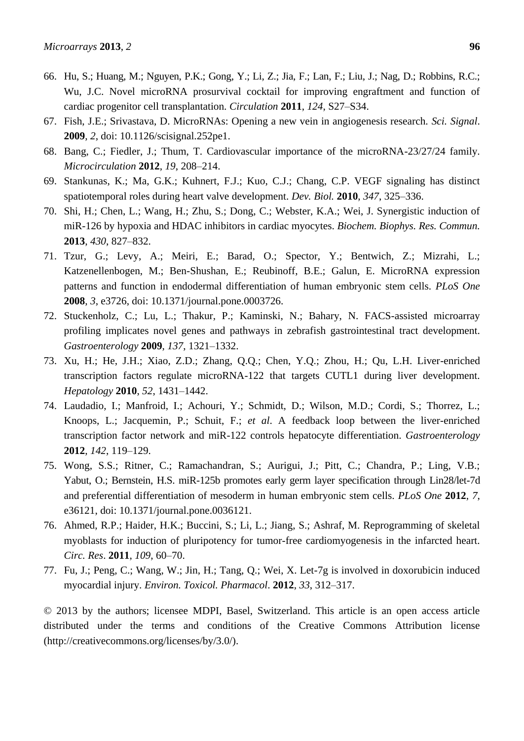66. Hu, S.; Huang, M.; Nguyen, P.K.; Gong, Y.; Li, Z.; Jia, F.; Lan, F.; Liu, J.; Nag, D.; Robbins, R.C.; Wu, J.C. Novel microRNA prosurvival cocktail for improving engraftment and function of cardiac progenitor cell transplantation. *Circulation* **2011**, *124*, S27–S34.
67. Fish, J.E.; Srivastava, D. MicroRNAs: Opening a new vein in angiogenesis research. *Sci. Signal*. **2009**, *2*, doi: 10.1126/scisignal.252pe1.
68. Bang, C.; Fiedler, J.; Thum, T. Cardiovascular importance of the microRNA-23/27/24 family. *Microcirculation* **2012**, *19*, 208–214.
69. Stankunas, K.; Ma, G.K.; Kuhnert, F.J.; Kuo, C.J.; Chang, C.P. VEGF signaling has distinct spatiotemporal roles during heart valve development. *Dev. Biol.* **2010**, *347*, 325–336.
70. Shi, H.; Chen, L.; Wang, H.; Zhu, S.; Dong, C.; Webster, K.A.; Wei, J. Synergistic induction of miR-126 by hypoxia and HDAC inhibitors in cardiac myocytes. *Biochem. Biophys. Res. Commun.* **2013**, *430*, 827–832.
71. Tzur, G.; Levy, A.; Meiri, E.; Barad, O.; Spector, Y.; Bentwich, Z.; Mizrahi, L.; Katzenellenbogen, M.; Ben-Shushan, E.; Reubinoff, B.E.; Galun, E. MicroRNA expression patterns and function in endodermal differentiation of human embryonic stem cells. *PLoS One* **2008**, *3*, e3726, doi: 10.1371/journal.pone.0003726.
72. Stuckenholz, C.; Lu, L.; Thakur, P.; Kaminski, N.; Bahary, N. FACS-assisted microarray profiling implicates novel genes and pathways in zebrafish gastrointestinal tract development. *Gastroenterology* **2009**, *137*, 1321–1332.
73. Xu, H.; He, J.H.; Xiao, Z.D.; Zhang, Q.Q.; Chen, Y.Q.; Zhou, H.; Qu, L.H. Liver-enriched transcription factors regulate microRNA-122 that targets CUTL1 during liver development. *Hepatology* **2010**, *52*, 1431–1442.
74. Laudadio, I.; Manfroid, I.; Achouri, Y.; Schmidt, D.; Wilson, M.D.; Cordi, S.; Thorrez, L.; Knoops, L.; Jacquemin, P.; Schuit, F.; *et al*. A feedback loop between the liver-enriched transcription factor network and miR-122 controls hepatocyte differentiation. *Gastroenterology* **2012**, *142*, 119–129.
75. Wong, S.S.; Ritner, C.; Ramachandran, S.; Aurigui, J.; Pitt, C.; Chandra, P.; Ling, V.B.; Yabut, O.; Bernstein, H.S. miR-125b promotes early germ layer specification through Lin28/let-7d and preferential differentiation of mesoderm in human embryonic stem cells. *PLoS One* **2012**, *7*, e36121, doi: 10.1371/journal.pone.0036121.
76. Ahmed, R.P.; Haider, H.K.; Buccini, S.; Li, L.; Jiang, S.; Ashraf, M. Reprogramming of skeletal myoblasts for induction of pluripotency for tumor-free cardiomyogenesis in the infarcted heart. *Circ. Res*. **2011**, *109*, 60–70.
77. Fu, J.; Peng, C.; Wang, W.; Jin, H.; Tang, Q.; Wei, X. Let-7g is involved in doxorubicin induced myocardial injury. *Environ. Toxicol. Pharmacol*. **2012**, *33*, 312–317.

© 2013 by the authors; licensee MDPI, Basel, Switzerland. This article is an open access article distributed under the terms and conditions of the Creative Commons Attribution license (http://creativecommons.org/licenses/by/3.0/).